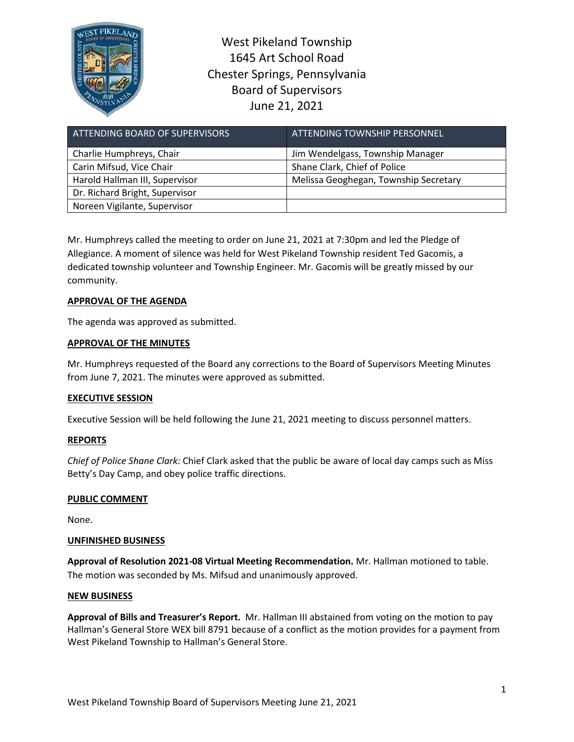# West Pikeland Township
## 1645 Art School Road
## Chester Springs, Pennsylvania
## Board of Supervisors
## June 21, 2021

| ATTENDING BOARD OF SUPERVISORS | ATTENDING TOWNSHIP PERSONNEL |
|---|---|
| Charlie Humphreys, Chair | Jim Wendelgass, Township Manager |
| Carin Mifsud, Vice Chair | Shane Clark, Chief of Police |
| Harold Hallman III, Supervisor | Melissa Geoghegan, Township Secretary |
| Dr. Richard Bright, Supervisor | |
| Noreen Vigilante, Supervisor | |

Mr. Humphreys called the meeting to order on June 21, 2021 at 7:30pm and led the Pledge of Allegiance. A moment of silence was held for West Pikeland Township resident Ted Gacomis, a dedicated township volunteer and Township Engineer. Mr. Gacomis will be greatly missed by our community.

**APPROVAL OF THE AGENDA**

The agenda was approved as submitted.

**APPROVAL OF THE MINUTES**

Mr. Humphreys requested of the Board any corrections to the Board of Supervisors Meeting Minutes from June 7, 2021. The minutes were approved as submitted.

**EXECUTIVE SESSION**

Executive Session will be held following the June 21, 2021 meeting to discuss personnel matters.

**REPORTS**

*Chief of Police Shane Clark:* Chief Clark asked that the public be aware of local day camps such as Miss Betty's Day Camp, and obey police traffic directions.

**PUBLIC COMMENT**

None.

**UNFINISHED BUSINESS**

**Approval of Resolution 2021-08 Virtual Meeting Recommendation.** Mr. Hallman motioned to table. The motion was seconded by Ms. Mifsud and unanimously approved.

**NEW BUSINESS**

**Approval of Bills and Treasurer's Report.** Mr. Hallman III abstained from voting on the motion to pay Hallman's General Store WEX bill 8791 because of a conflict as the motion provides for a payment from West Pikeland Township to Hallman's General Store.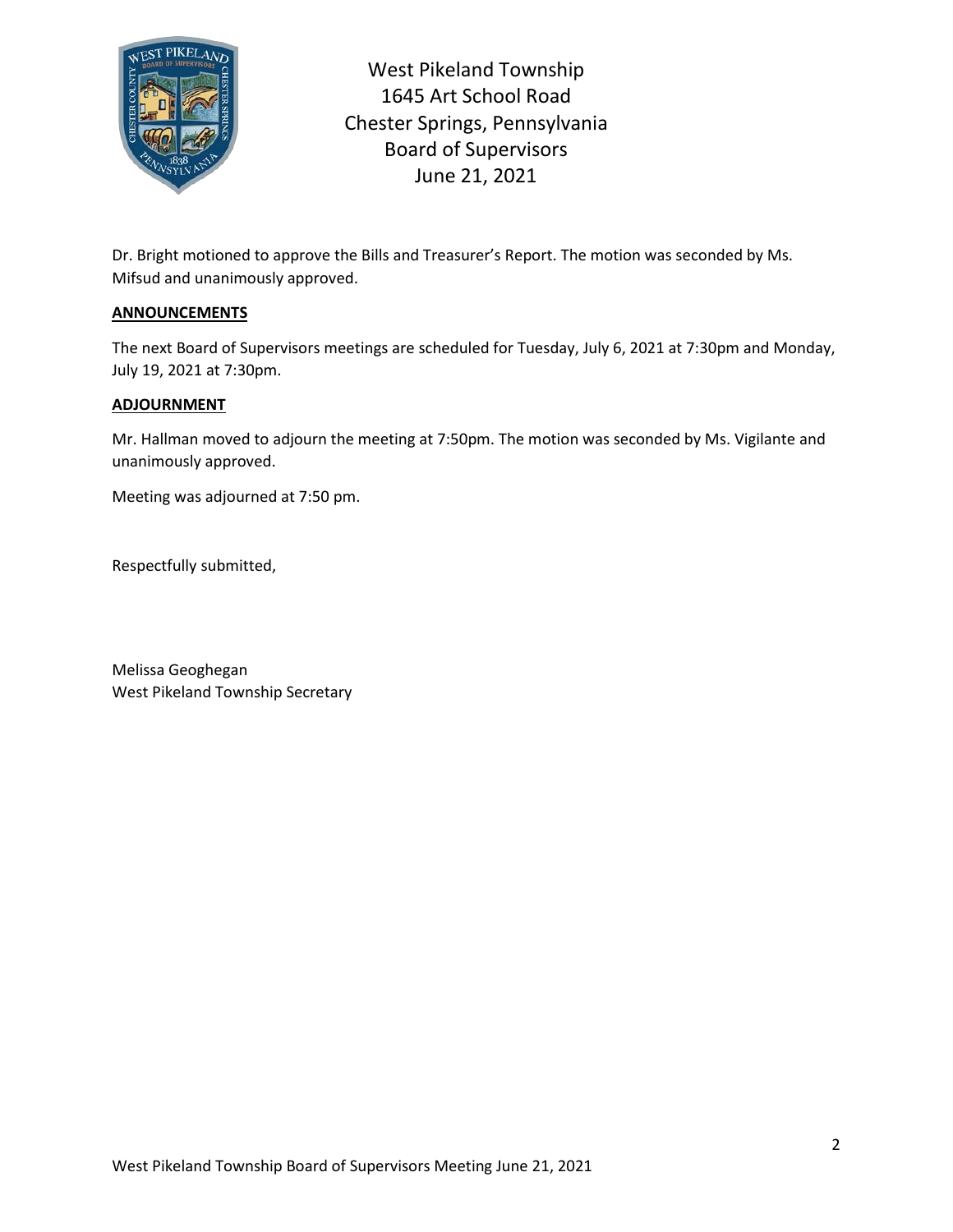Dr. Bright motioned to approve the Bills and Treasurer's Report. The motion was seconded by Ms. Mifsud and unanimously approved.

**ANNOUNCEMENTS**

The next Board of Supervisors meetings are scheduled for Tuesday, July 6, 2021 at 7:30pm and Monday, July 19, 2021 at 7:30pm.

**ADJOURNMENT**

Mr. Hallman moved to adjourn the meeting at 7:50pm. The motion was seconded by Ms. Vigilante and unanimously approved.

Meeting was adjourned at 7:50 pm.

Respectfully submitted,

Melissa Geoghegan
West Pikeland Township Secretary